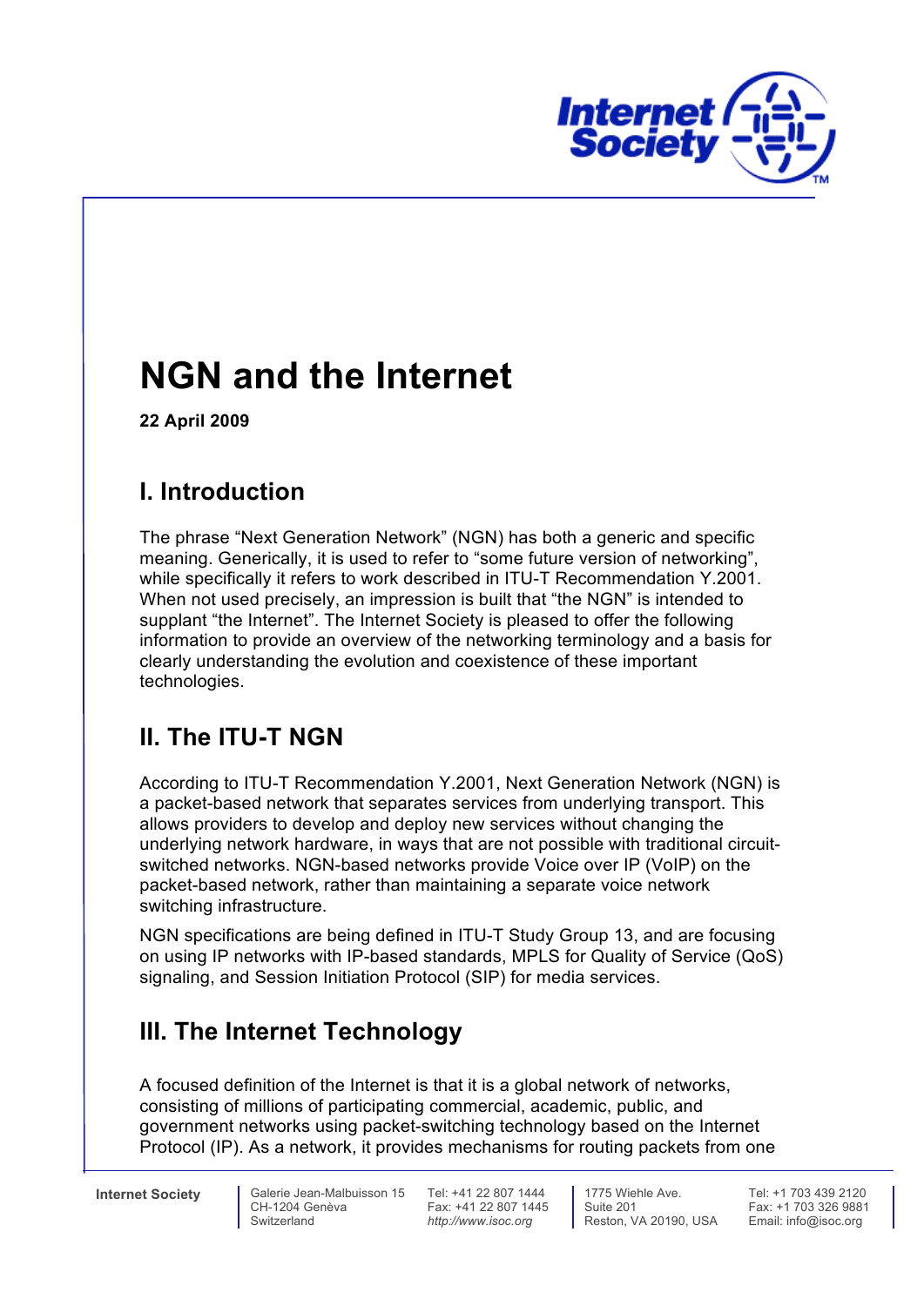# NGN and the Internet

**22 April 2009**

## I. Introduction

The phrase "Next Generation Network" (NGN) has both a generic and specific meaning. Generically, it is used to refer to "some future version of networking", while specifically it refers to work described in ITU-T Recommendation Y.2001. When not used precisely, an impression is built that "the NGN" is intended to supplant "the Internet". The Internet Society is pleased to offer the following information to provide an overview of the networking terminology and a basis for clearly understanding the evolution and coexistence of these important technologies.

## II. The ITU-T NGN

According to ITU-T Recommendation Y.2001, Next Generation Network (NGN) is a packet-based network that separates services from underlying transport. This allows providers to develop and deploy new services without changing the underlying network hardware, in ways that are not possible with traditional circuit-switched networks. NGN-based networks provide Voice over IP (VoIP) on the packet-based network, rather than maintaining a separate voice network switching infrastructure.

NGN specifications are being defined in ITU-T Study Group 13, and are focusing on using IP networks with IP-based standards, MPLS for Quality of Service (QoS) signaling, and Session Initiation Protocol (SIP) for media services.

## III. The Internet Technology

A focused definition of the Internet is that it is a global network of networks, consisting of millions of participating commercial, academic, public, and government networks using packet-switching technology based on the Internet Protocol (IP). As a network, it provides mechanisms for routing packets from one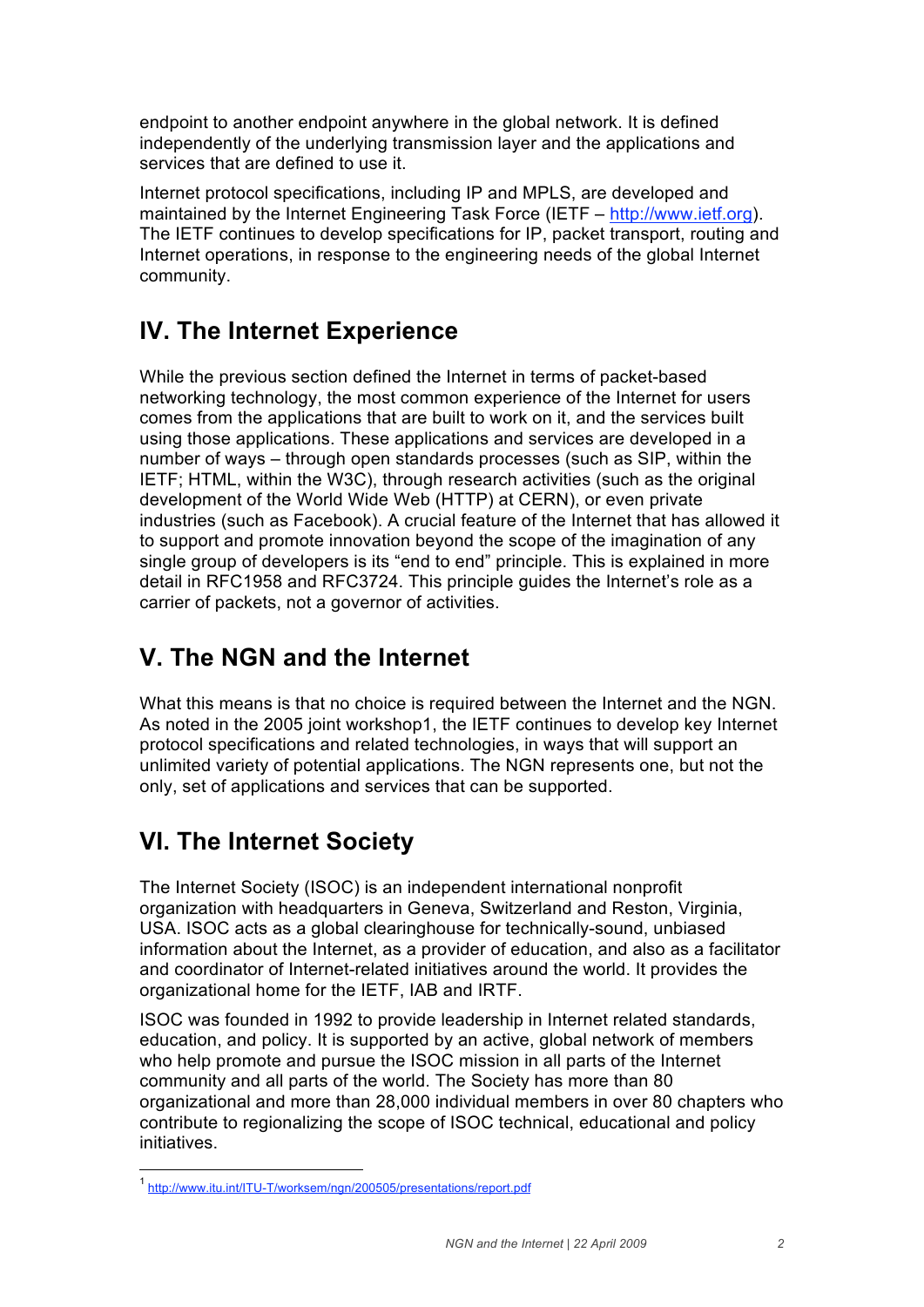endpoint to another endpoint anywhere in the global network. It is defined independently of the underlying transmission layer and the applications and services that are defined to use it.

Internet protocol specifications, including IP and MPLS, are developed and maintained by the Internet Engineering Task Force (IETF – http://www.ietf.org). The IETF continues to develop specifications for IP, packet transport, routing and Internet operations, in response to the engineering needs of the global Internet community.

## IV. The Internet Experience

While the previous section defined the Internet in terms of packet-based networking technology, the most common experience of the Internet for users comes from the applications that are built to work on it, and the services built using those applications. These applications and services are developed in a number of ways – through open standards processes (such as SIP, within the IETF; HTML, within the W3C), through research activities (such as the original development of the World Wide Web (HTTP) at CERN), or even private industries (such as Facebook). A crucial feature of the Internet that has allowed it to support and promote innovation beyond the scope of the imagination of any single group of developers is its “end to end” principle. This is explained in more detail in RFC1958 and RFC3724. This principle guides the Internet’s role as a carrier of packets, not a governor of activities.

## V. The NGN and the Internet

What this means is that no choice is required between the Internet and the NGN. As noted in the 2005 joint workshop[1], the IETF continues to develop key Internet protocol specifications and related technologies, in ways that will support an unlimited variety of potential applications. The NGN represents one, but not the only, set of applications and services that can be supported.

## VI. The Internet Society

The Internet Society (ISOC) is an independent international nonprofit organization with headquarters in Geneva, Switzerland and Reston, Virginia, USA. ISOC acts as a global clearinghouse for technically-sound, unbiased information about the Internet, as a provider of education, and also as a facilitator and coordinator of Internet-related initiatives around the world. It provides the organizational home for the IETF, IAB and IRTF.

ISOC was founded in 1992 to provide leadership in Internet related standards, education, and policy. It is supported by an active, global network of members who help promote and pursue the ISOC mission in all parts of the Internet community and all parts of the world. The Society has more than 80 organizational and more than 28,000 individual members in over 80 chapters who contribute to regionalizing the scope of ISOC technical, educational and policy initiatives.

[1] http://www.itu.int/ITU-T/worksem/ngn/200505/presentations/report.pdf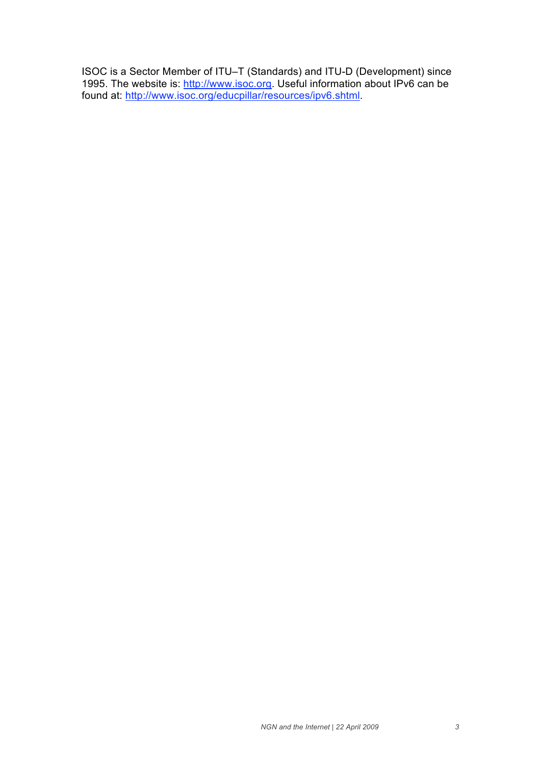ISOC is a Sector Member of ITU–T (Standards) and ITU-D (Development) since 1995. The website is: http://www.isoc.org. Useful information about IPv6 can be found at: http://www.isoc.org/educpillar/resources/ipv6.shtml.